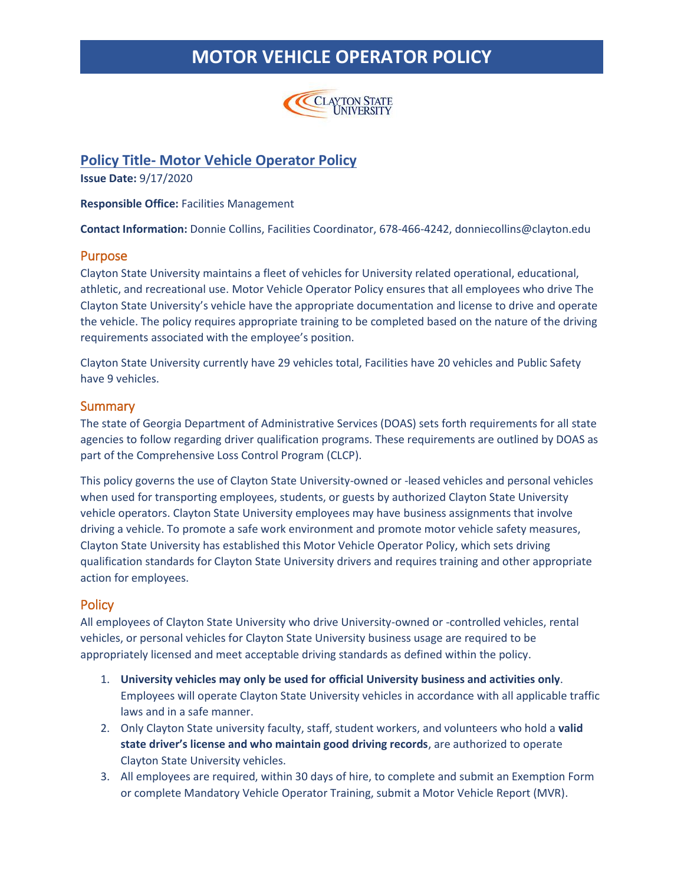# MOTOR VEHICLE OPERATOR POLICY

## Policy Title- Motor Vehicle Operator Policy

**Issue Date:** 9/17/2020

**Responsible Office:** Facilities Management

**Contact Information:** Donnie Collins, Facilities Coordinator, 678-466-4242, donniecollins@clayton.edu

### Purpose

Clayton State University maintains a fleet of vehicles for University related operational, educational, athletic, and recreational use. Motor Vehicle Operator Policy ensures that all employees who drive The Clayton State University's vehicle have the appropriate documentation and license to drive and operate the vehicle. The policy requires appropriate training to be completed based on the nature of the driving requirements associated with the employee's position.

Clayton State University currently have 29 vehicles total, Facilities have 20 vehicles and Public Safety have 9 vehicles.

### Summary

The state of Georgia Department of Administrative Services (DOAS) sets forth requirements for all state agencies to follow regarding driver qualification programs. These requirements are outlined by DOAS as part of the Comprehensive Loss Control Program (CLCP).

This policy governs the use of Clayton State University-owned or -leased vehicles and personal vehicles when used for transporting employees, students, or guests by authorized Clayton State University vehicle operators. Clayton State University employees may have business assignments that involve driving a vehicle. To promote a safe work environment and promote motor vehicle safety measures, Clayton State University has established this Motor Vehicle Operator Policy, which sets driving qualification standards for Clayton State University drivers and requires training and other appropriate action for employees.

### Policy

All employees of Clayton State University who drive University-owned or -controlled vehicles, rental vehicles, or personal vehicles for Clayton State University business usage are required to be appropriately licensed and meet acceptable driving standards as defined within the policy.

1. **University vehicles may only be used for official University business and activities only**. Employees will operate Clayton State University vehicles in accordance with all applicable traffic laws and in a safe manner.
2. Only Clayton State university faculty, staff, student workers, and volunteers who hold a **valid state driver's license and who maintain good driving records**, are authorized to operate Clayton State University vehicles.
3. All employees are required, within 30 days of hire, to complete and submit an Exemption Form or complete Mandatory Vehicle Operator Training, submit a Motor Vehicle Report (MVR).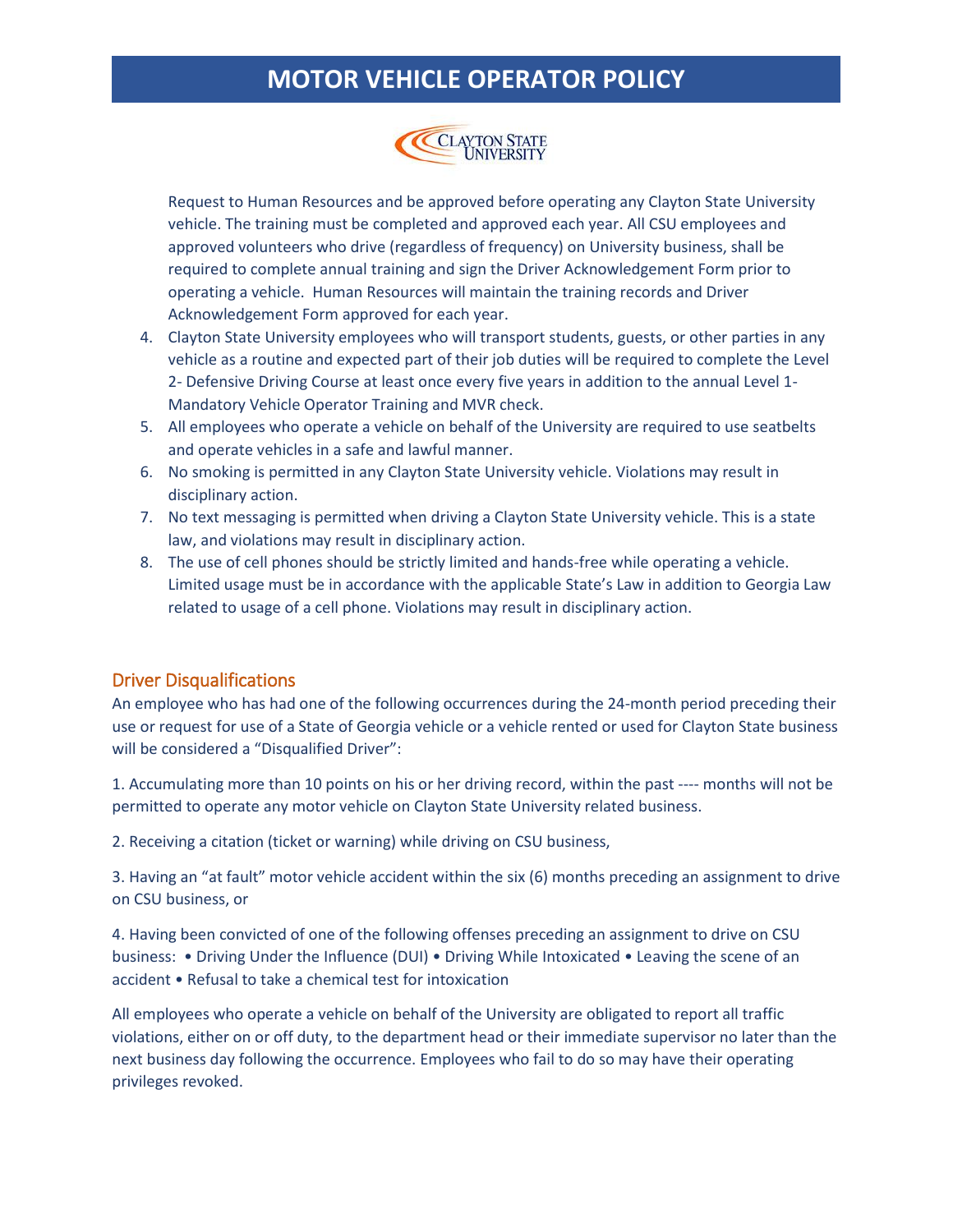Request to Human Resources and be approved before operating any Clayton State University vehicle. The training must be completed and approved each year. All CSU employees and approved volunteers who drive (regardless of frequency) on University business, shall be required to complete annual training and sign the Driver Acknowledgement Form prior to operating a vehicle. Human Resources will maintain the training records and Driver Acknowledgement Form approved for each year.

4. Clayton State University employees who will transport students, guests, or other parties in any vehicle as a routine and expected part of their job duties will be required to complete the Level 2- Defensive Driving Course at least once every five years in addition to the annual Level 1- Mandatory Vehicle Operator Training and MVR check.
5. All employees who operate a vehicle on behalf of the University are required to use seatbelts and operate vehicles in a safe and lawful manner.
6. No smoking is permitted in any Clayton State University vehicle. Violations may result in disciplinary action.
7. No text messaging is permitted when driving a Clayton State University vehicle. This is a state law, and violations may result in disciplinary action.
8. The use of cell phones should be strictly limited and hands-free while operating a vehicle. Limited usage must be in accordance with the applicable State's Law in addition to Georgia Law related to usage of a cell phone. Violations may result in disciplinary action.

## Driver Disqualifications

An employee who has had one of the following occurrences during the 24-month period preceding their use or request for use of a State of Georgia vehicle or a vehicle rented or used for Clayton State business will be considered a "Disqualified Driver":

1. Accumulating more than 10 points on his or her driving record, within the past ---- months will not be permitted to operate any motor vehicle on Clayton State University related business.

2. Receiving a citation (ticket or warning) while driving on CSU business,

3. Having an "at fault" motor vehicle accident within the six (6) months preceding an assignment to drive on CSU business, or

4. Having been convicted of one of the following offenses preceding an assignment to drive on CSU business: • Driving Under the Influence (DUI) • Driving While Intoxicated • Leaving the scene of an accident • Refusal to take a chemical test for intoxication

All employees who operate a vehicle on behalf of the University are obligated to report all traffic violations, either on or off duty, to the department head or their immediate supervisor no later than the next business day following the occurrence. Employees who fail to do so may have their operating privileges revoked.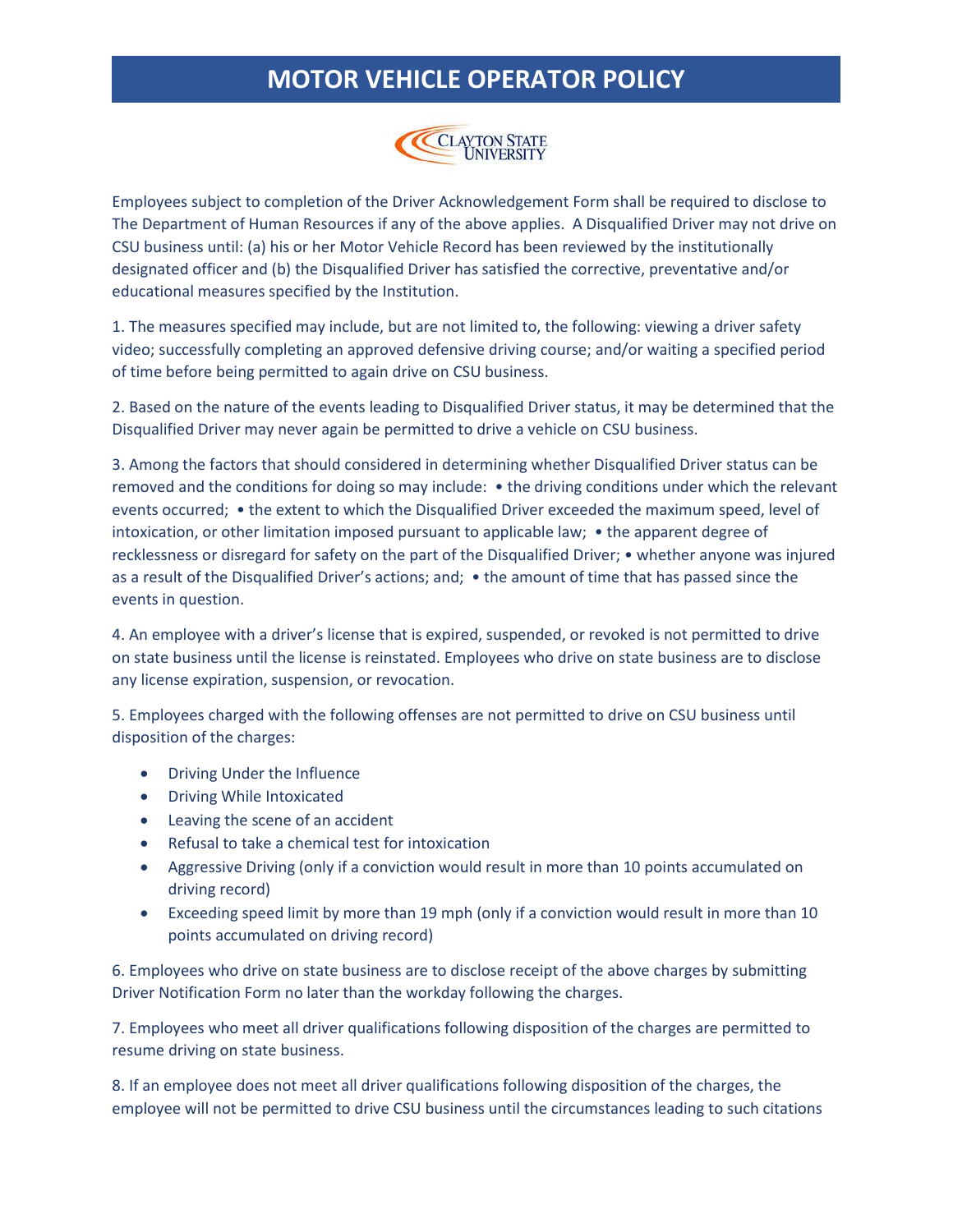# MOTOR VEHICLE OPERATOR POLICY

Employees subject to completion of the Driver Acknowledgement Form shall be required to disclose to The Department of Human Resources if any of the above applies. A Disqualified Driver may not drive on CSU business until: (a) his or her Motor Vehicle Record has been reviewed by the institutionally designated officer and (b) the Disqualified Driver has satisfied the corrective, preventative and/or educational measures specified by the Institution.

1. The measures specified may include, but are not limited to, the following: viewing a driver safety video; successfully completing an approved defensive driving course; and/or waiting a specified period of time before being permitted to again drive on CSU business.

2. Based on the nature of the events leading to Disqualified Driver status, it may be determined that the Disqualified Driver may never again be permitted to drive a vehicle on CSU business.

3. Among the factors that should considered in determining whether Disqualified Driver status can be removed and the conditions for doing so may include: • the driving conditions under which the relevant events occurred; • the extent to which the Disqualified Driver exceeded the maximum speed, level of intoxication, or other limitation imposed pursuant to applicable law; • the apparent degree of recklessness or disregard for safety on the part of the Disqualified Driver; • whether anyone was injured as a result of the Disqualified Driver's actions; and; • the amount of time that has passed since the events in question.

4. An employee with a driver's license that is expired, suspended, or revoked is not permitted to drive on state business until the license is reinstated. Employees who drive on state business are to disclose any license expiration, suspension, or revocation.

5. Employees charged with the following offenses are not permitted to drive on CSU business until disposition of the charges:

- Driving Under the Influence
- Driving While Intoxicated
- Leaving the scene of an accident
- Refusal to take a chemical test for intoxication
- Aggressive Driving (only if a conviction would result in more than 10 points accumulated on driving record)
- Exceeding speed limit by more than 19 mph (only if a conviction would result in more than 10 points accumulated on driving record)

6. Employees who drive on state business are to disclose receipt of the above charges by submitting Driver Notification Form no later than the workday following the charges.

7. Employees who meet all driver qualifications following disposition of the charges are permitted to resume driving on state business.

8. If an employee does not meet all driver qualifications following disposition of the charges, the employee will not be permitted to drive CSU business until the circumstances leading to such citations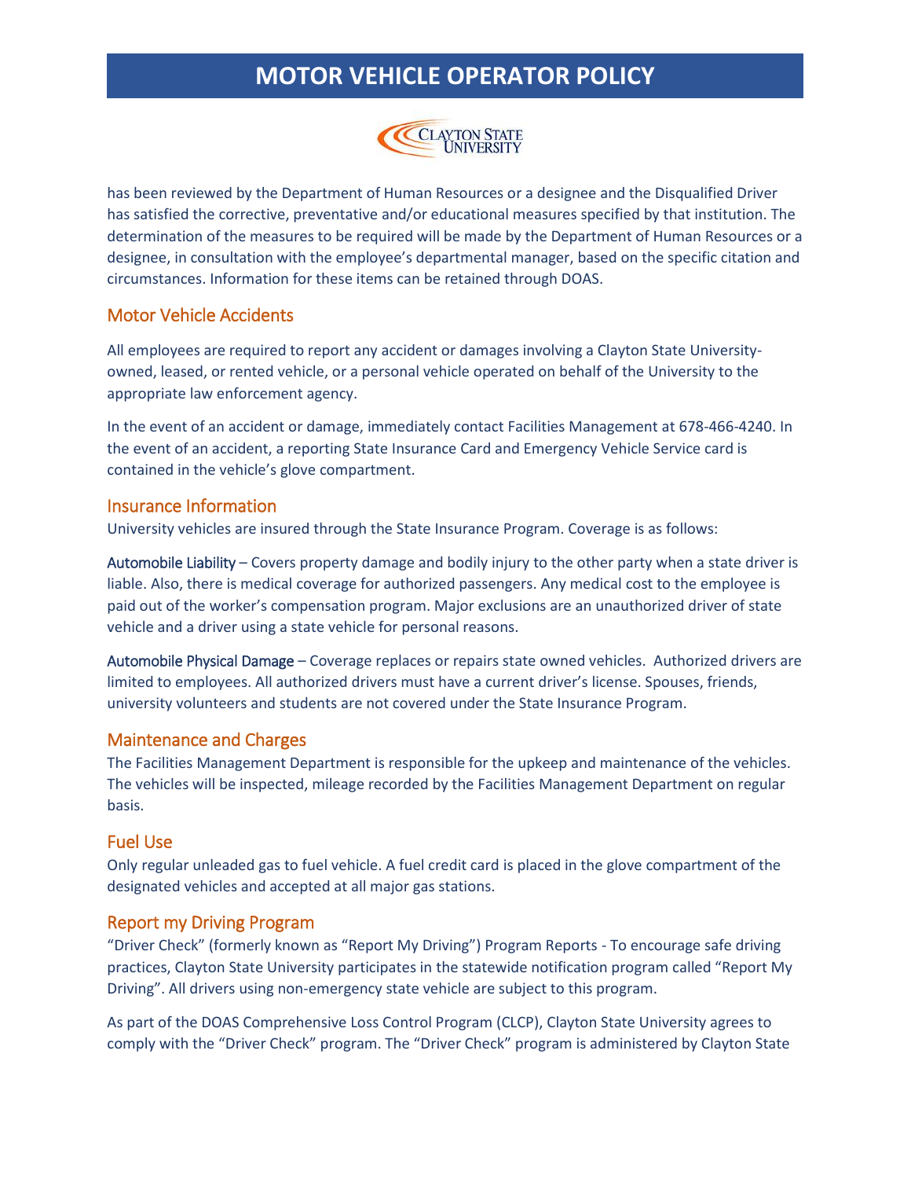has been reviewed by the Department of Human Resources or a designee and the Disqualified Driver has satisfied the corrective, preventative and/or educational measures specified by that institution. The determination of the measures to be required will be made by the Department of Human Resources or a designee, in consultation with the employee's departmental manager, based on the specific citation and circumstances. Information for these items can be retained through DOAS.

## Motor Vehicle Accidents

All employees are required to report any accident or damages involving a Clayton State University-owned, leased, or rented vehicle, or a personal vehicle operated on behalf of the University to the appropriate law enforcement agency.

In the event of an accident or damage, immediately contact Facilities Management at 678-466-4240. In the event of an accident, a reporting State Insurance Card and Emergency Vehicle Service card is contained in the vehicle's glove compartment.

## Insurance Information

University vehicles are insured through the State Insurance Program. Coverage is as follows:

Automobile Liability – Covers property damage and bodily injury to the other party when a state driver is liable. Also, there is medical coverage for authorized passengers. Any medical cost to the employee is paid out of the worker's compensation program. Major exclusions are an unauthorized driver of state vehicle and a driver using a state vehicle for personal reasons.

Automobile Physical Damage – Coverage replaces or repairs state owned vehicles. Authorized drivers are limited to employees. All authorized drivers must have a current driver's license. Spouses, friends, university volunteers and students are not covered under the State Insurance Program.

## Maintenance and Charges

The Facilities Management Department is responsible for the upkeep and maintenance of the vehicles. The vehicles will be inspected, mileage recorded by the Facilities Management Department on regular basis.

## Fuel Use

Only regular unleaded gas to fuel vehicle. A fuel credit card is placed in the glove compartment of the designated vehicles and accepted at all major gas stations.

## Report my Driving Program

"Driver Check" (formerly known as "Report My Driving") Program Reports - To encourage safe driving practices, Clayton State University participates in the statewide notification program called "Report My Driving". All drivers using non-emergency state vehicle are subject to this program.

As part of the DOAS Comprehensive Loss Control Program (CLCP), Clayton State University agrees to comply with the "Driver Check" program. The "Driver Check" program is administered by Clayton State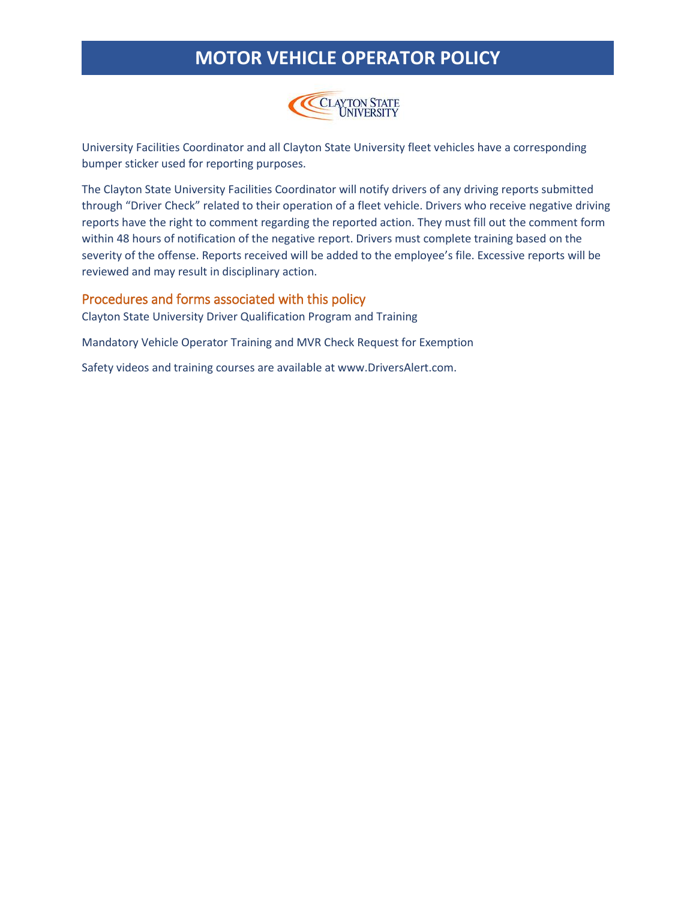University Facilities Coordinator and all Clayton State University fleet vehicles have a corresponding bumper sticker used for reporting purposes.

The Clayton State University Facilities Coordinator will notify drivers of any driving reports submitted through “Driver Check” related to their operation of a fleet vehicle. Drivers who receive negative driving reports have the right to comment regarding the reported action. They must fill out the comment form within 48 hours of notification of the negative report. Drivers must complete training based on the severity of the offense. Reports received will be added to the employee’s file. Excessive reports will be reviewed and may result in disciplinary action.

## Procedures and forms associated with this policy

Clayton State University Driver Qualification Program and Training

Mandatory Vehicle Operator Training and MVR Check Request for Exemption

Safety videos and training courses are available at www.DriversAlert.com.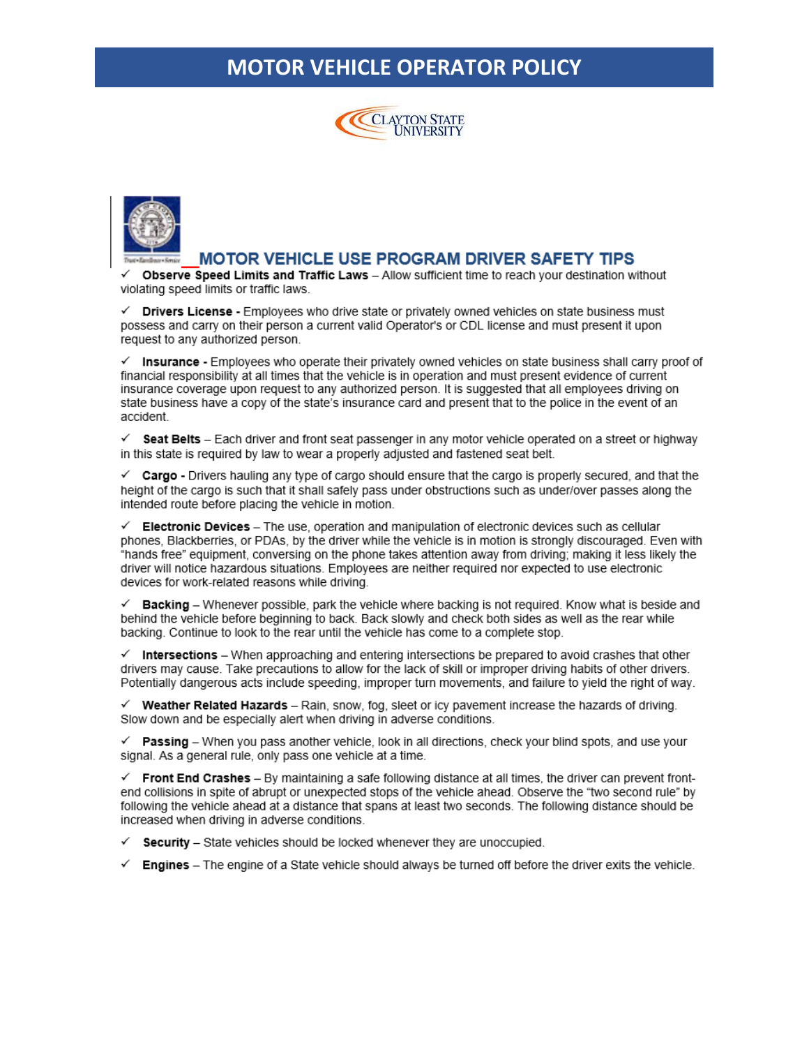# MOTOR VEHICLE OPERATOR POLICY

## MOTOR VEHICLE USE PROGRAM DRIVER SAFETY TIPS

✓ **Observe Speed Limits and Traffic Laws** – Allow sufficient time to reach your destination without violating speed limits or traffic laws.

✓ **Drivers License -** Employees who drive state or privately owned vehicles on state business must possess and carry on their person a current valid Operator's or CDL license and must present it upon request to any authorized person.

✓ **Insurance -** Employees who operate their privately owned vehicles on state business shall carry proof of financial responsibility at all times that the vehicle is in operation and must present evidence of current insurance coverage upon request to any authorized person. It is suggested that all employees driving on state business have a copy of the state's insurance card and present that to the police in the event of an accident.

✓ **Seat Belts** – Each driver and front seat passenger in any motor vehicle operated on a street or highway in this state is required by law to wear a properly adjusted and fastened seat belt.

✓ **Cargo -** Drivers hauling any type of cargo should ensure that the cargo is properly secured, and that the height of the cargo is such that it shall safely pass under obstructions such as under/over passes along the intended route before placing the vehicle in motion.

✓ **Electronic Devices** – The use, operation and manipulation of electronic devices such as cellular phones, Blackberries, or PDAs, by the driver while the vehicle is in motion is strongly discouraged. Even with "hands free" equipment, conversing on the phone takes attention away from driving; making it less likely the driver will notice hazardous situations. Employees are neither required nor expected to use electronic devices for work-related reasons while driving.

✓ **Backing** – Whenever possible, park the vehicle where backing is not required. Know what is beside and behind the vehicle before beginning to back. Back slowly and check both sides as well as the rear while backing. Continue to look to the rear until the vehicle has come to a complete stop.

✓ **Intersections** – When approaching and entering intersections be prepared to avoid crashes that other drivers may cause. Take precautions to allow for the lack of skill or improper driving habits of other drivers. Potentially dangerous acts include speeding, improper turn movements, and failure to yield the right of way.

✓ **Weather Related Hazards** – Rain, snow, fog, sleet or icy pavement increase the hazards of driving. Slow down and be especially alert when driving in adverse conditions.

✓ **Passing** – When you pass another vehicle, look in all directions, check your blind spots, and use your signal. As a general rule, only pass one vehicle at a time.

✓ **Front End Crashes** – By maintaining a safe following distance at all times, the driver can prevent front-end collisions in spite of abrupt or unexpected stops of the vehicle ahead. Observe the "two second rule" by following the vehicle ahead at a distance that spans at least two seconds. The following distance should be increased when driving in adverse conditions.

✓ **Security** – State vehicles should be locked whenever they are unoccupied.

✓ **Engines** – The engine of a State vehicle should always be turned off before the driver exits the vehicle.